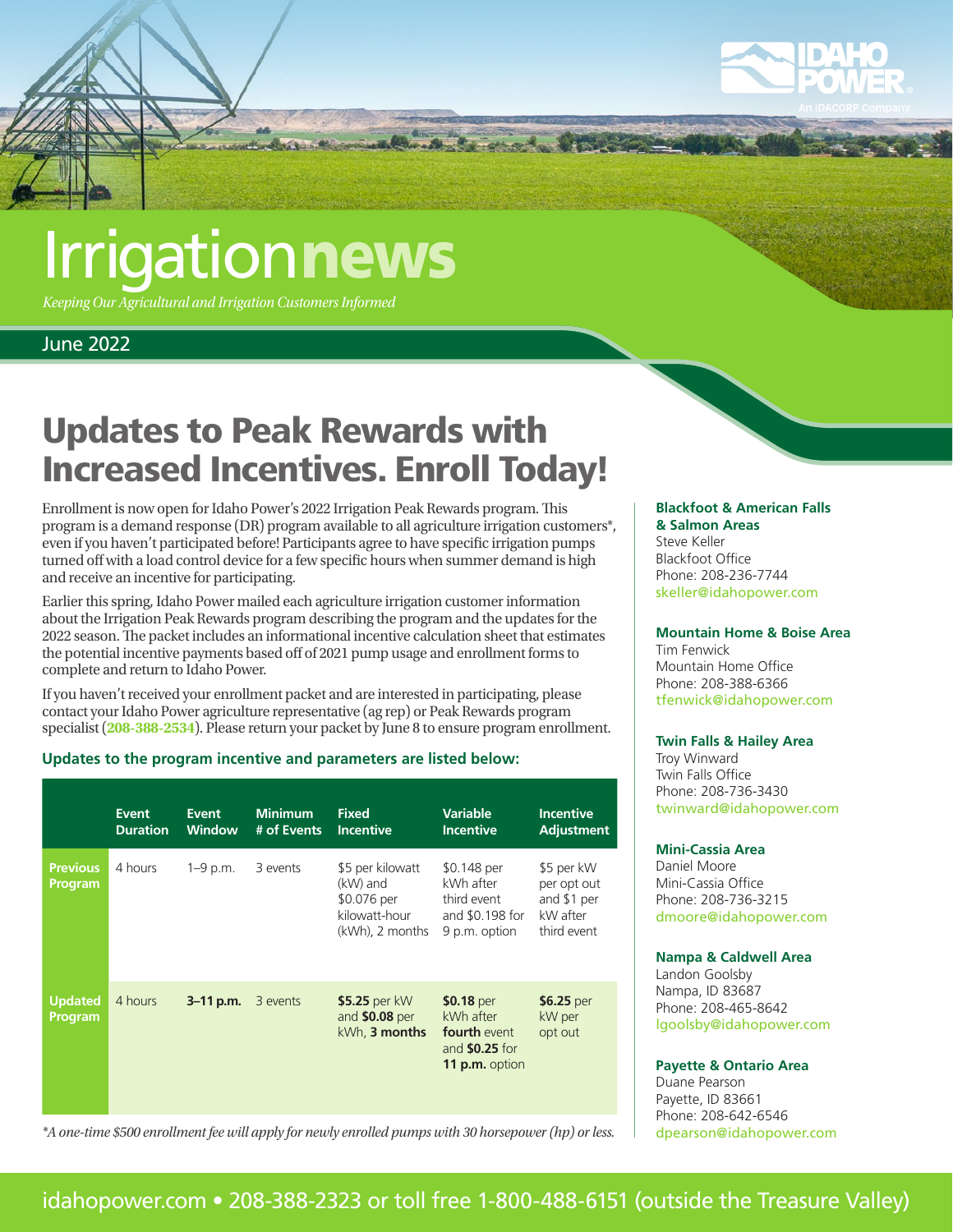# Irrigation**news**

*Keeping Our Agricultural and Irrigation Customers Informed*

June 2022

## Updates to Peak Rewards with Increased Incentives. Enroll Today!

Enrollment is now open for Idaho Power's 2022 Irrigation Peak Rewards program. This program is a demand response (DR) program available to all agriculture irrigation customers*, even if you haven't participated before! Participants agree to have specific irrigation pumps turned off with a load control device for a few specific hours when summer demand is high and receive an incentive for participating.

Earlier this spring, Idaho Power mailed each agriculture irrigation customer information about the Irrigation Peak Rewards program describing the program and the updates for the 2022 season. The packet includes an informational incentive calculation sheet that estimates the potential incentive payments based off of 2021 pump usage and enrollment forms to complete and return to Idaho Power.

If you haven't received your enrollment packet and are interested in participating, please contact your Idaho Power agriculture representative (ag rep) or Peak Rewards program specialist (**208-388-2534**). Please return your packet by June 8 to ensure program enrollment.

### Updates to the program incentive and parameters are listed below:

| | Event Duration | Event Window | Minimum # of Events | Fixed Incentive | Variable Incentive | Incentive Adjustment |
|---|---|---|---|---|---|---|
| **Previous Program** | 4 hours | 1–9 p.m. | 3 events | $5 per kilowatt (kW) and $0.076 per kilowatt-hour (kWh), 2 months | $0.148 per kWh after third event and $0.198 for 9 p.m. option | $5 per kW per opt out and $1 per kW after third event |
| **Updated Program** | 4 hours | **3–11 p.m.** | 3 events | **$5.25** per kW and **$0.08** per kWh, **3 months** | **$0.18** per kWh after **fourth** event and **$0.25** for **11 p.m.** option | **$6.25** per kW per opt out |

*\*A one-time $500 enrollment fee will apply for newly enrolled pumps with 30 horsepower (hp) or less.*

**Blackfoot & American Falls & Salmon Areas**
Steve Keller
Blackfoot Office
Phone: 208-236-7744
skeller@idahopower.com

**Mountain Home & Boise Area**
Tim Fenwick
Mountain Home Office
Phone: 208-388-6366
tfenwick@idahopower.com

**Twin Falls & Hailey Area**
Troy Winward
Twin Falls Office
Phone: 208-736-3430
twinward@idahopower.com

**Mini-Cassia Area**
Daniel Moore
Mini-Cassia Office
Phone: 208-736-3215
dmoore@idahopower.com

**Nampa & Caldwell Area**
Landon Goolsby
Nampa, ID 83687
Phone: 208-465-8642
lgoolsby@idahopower.com

**Payette & Ontario Area**
Duane Pearson
Payette, ID 83661
Phone: 208-642-6546
dpearson@idahopower.com

idahopower.com • 208-388-2323 or toll free 1-800-488-6151 (outside the Treasure Valley)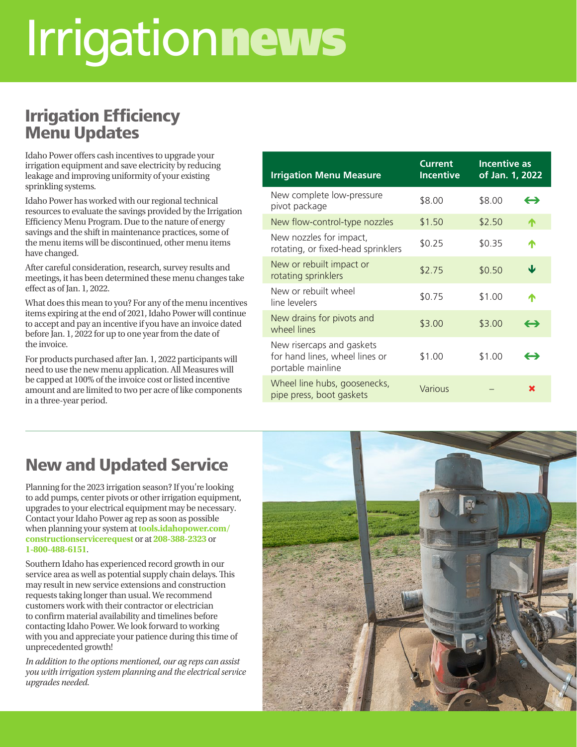# Irrigation news

## Irrigation Efficiency Menu Updates

Idaho Power offers cash incentives to upgrade your irrigation equipment and save electricity by reducing leakage and improving uniformity of your existing sprinkling systems.

Idaho Power has worked with our regional technical resources to evaluate the savings provided by the Irrigation Efficiency Menu Program. Due to the nature of energy savings and the shift in maintenance practices, some of the menu items will be discontinued, other menu items have changed.

After careful consideration, research, survey results and meetings, it has been determined these menu changes take effect as of Jan. 1, 2022.

What does this mean to you? For any of the menu incentives items expiring at the end of 2021, Idaho Power will continue to accept and pay an incentive if you have an invoice dated before Jan. 1, 2022 for up to one year from the date of the invoice.

For products purchased after Jan. 1, 2022 participants will need to use the new menu application. All Measures will be capped at 100% of the invoice cost or listed incentive amount and are limited to two per acre of like components in a three-year period.

| Irrigation Menu Measure | Current Incentive | Incentive as of Jan. 1, 2022 | |
|---|---|---|---|
| New complete low-pressure pivot package | $8.00 | $8.00 | ↔ |
| New flow-control-type nozzles | $1.50 | $2.50 | ↑ |
| New nozzles for impact, rotating, or fixed-head sprinklers | $0.25 | $0.35 | ↑ |
| New or rebuilt impact or rotating sprinklers | $2.75 | $0.50 | ↓ |
| New or rebuilt wheel line levelers | $0.75 | $1.00 | ↑ |
| New drains for pivots and wheel lines | $3.00 | $3.00 | ↔ |
| New risercaps and gaskets for hand lines, wheel lines or portable mainline | $1.00 | $1.00 | ↔ |
| Wheel line hubs, goosenecks, pipe press, boot gaskets | Various | – | ✖ |

## New and Updated Service

Planning for the 2023 irrigation season? If you're looking to add pumps, center pivots or other irrigation equipment, upgrades to your electrical equipment may be necessary. Contact your Idaho Power ag rep as soon as possible when planning your system at **tools.idahopower.com/constructionservicerequest** or at **208-388-2323** or **1-800-488-6151**.

Southern Idaho has experienced record growth in our service area as well as potential supply chain delays. This may result in new service extensions and construction requests taking longer than usual. We recommend customers work with their contractor or electrician to confirm material availability and timelines before contacting Idaho Power. We look forward to working with you and appreciate your patience during this time of unprecedented growth!

*In addition to the options mentioned, our ag reps can assist you with irrigation system planning and the electrical service upgrades needed.*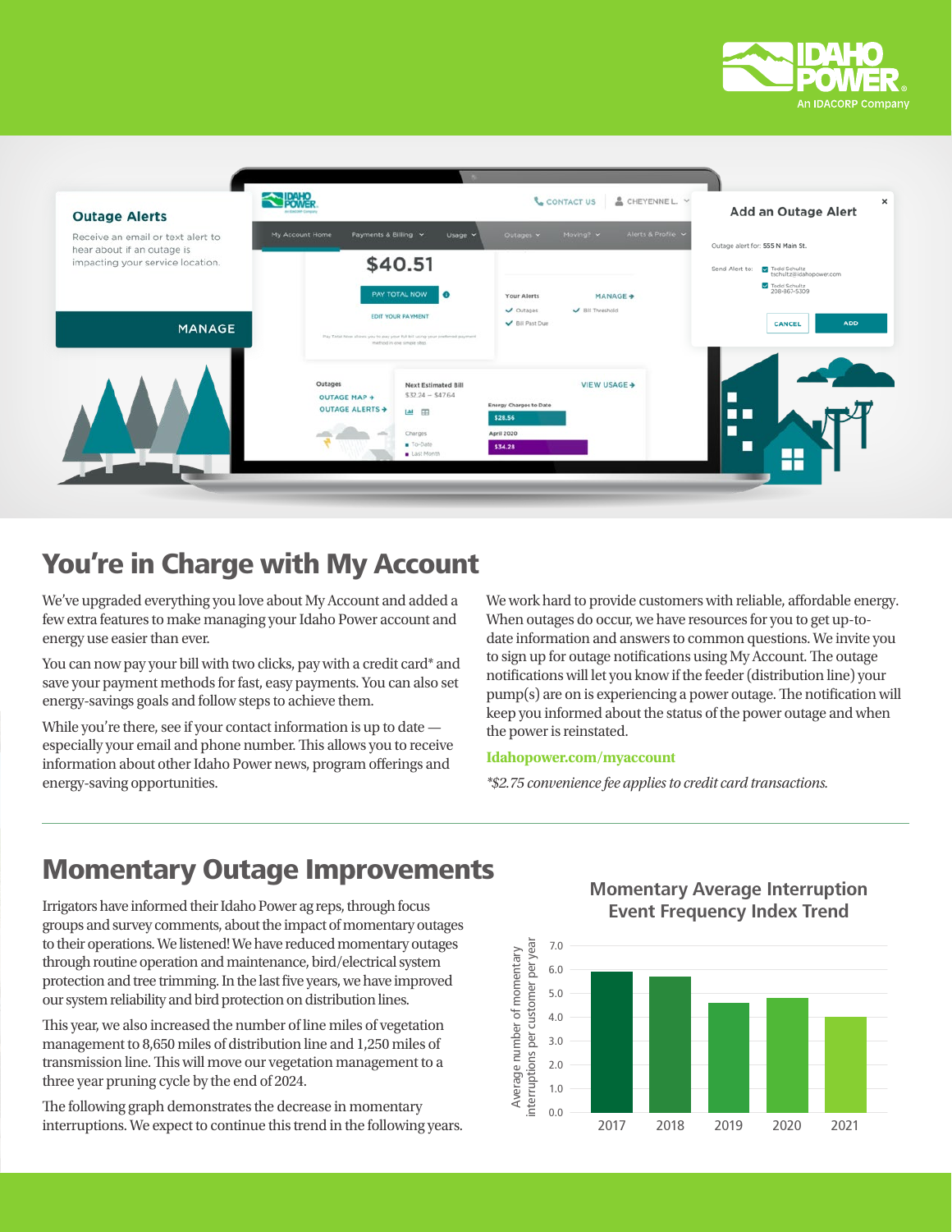## You're in Charge with My Account

We've upgraded everything you love about My Account and added a few extra features to make managing your Idaho Power account and energy use easier than ever.

You can now pay your bill with two clicks, pay with a credit card* and save your payment methods for fast, easy payments. You can also set energy-savings goals and follow steps to achieve them.

While you're there, see if your contact information is up to date — especially your email and phone number. This allows you to receive information about other Idaho Power news, program offerings and energy-saving opportunities.

We work hard to provide customers with reliable, affordable energy. When outages do occur, we have resources for you to get up-to-date information and answers to common questions. We invite you to sign up for outage notifications using My Account. The outage notifications will let you know if the feeder (distribution line) your pump(s) are on is experiencing a power outage. The notification will keep you informed about the status of the power outage and when the power is reinstated.

**Idahopower.com/myaccount**

*\*$2.75 convenience fee applies to credit card transactions.*

## Momentary Outage Improvements

Irrigators have informed their Idaho Power ag reps, through focus groups and survey comments, about the impact of momentary outages to their operations. We listened! We have reduced momentary outages through routine operation and maintenance, bird/electrical system protection and tree trimming. In the last five years, we have improved our system reliability and bird protection on distribution lines.

This year, we also increased the number of line miles of vegetation management to 8,650 miles of distribution line and 1,250 miles of transmission line. This will move our vegetation management to a three year pruning cycle by the end of 2024.

The following graph demonstrates the decrease in momentary interruptions. We expect to continue this trend in the following years.

**Momentary Average Interruption Event Frequency Index Trend**

| Year | Average number of momentary interruptions per customer per year |
|---|---|
| 2017 | 5.9 |
| 2018 | 5.7 |
| 2019 | 4.6 |
| 2020 | 4.8 |
| 2021 | 4.0 |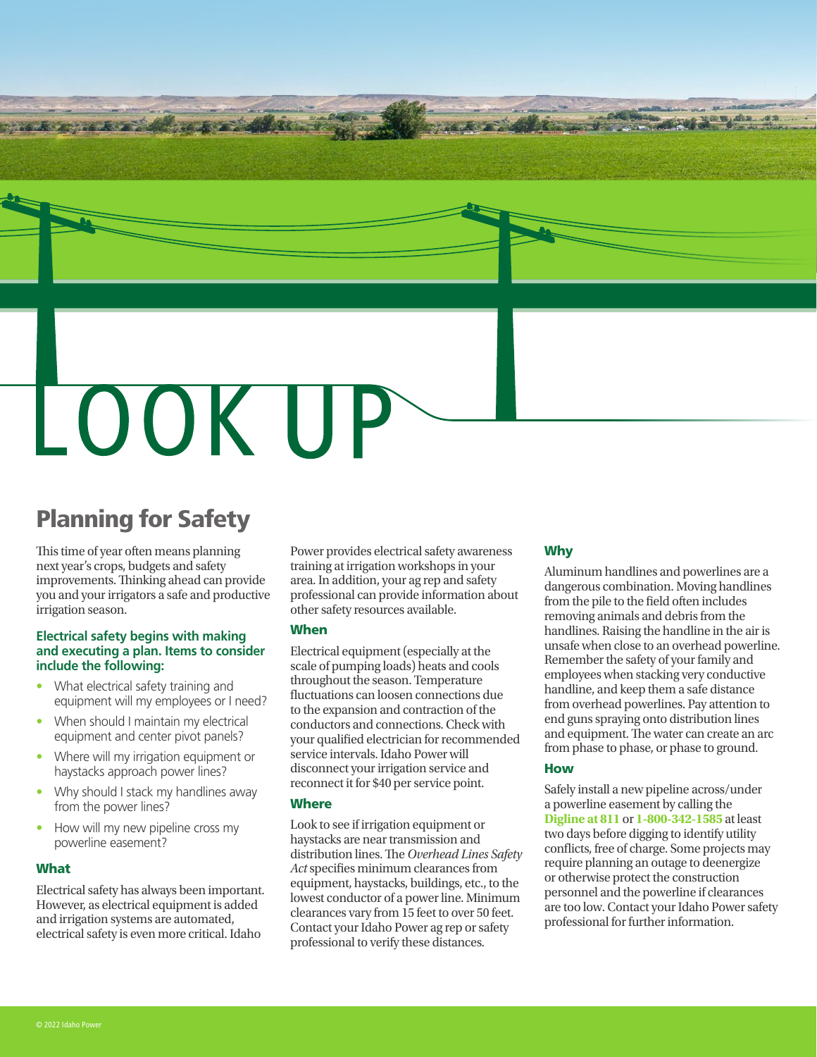# LOOK UP

## Planning for Safety

This time of year often means planning next year's crops, budgets and safety improvements. Thinking ahead can provide you and your irrigators a safe and productive irrigation season.

**Electrical safety begins with making and executing a plan. Items to consider include the following:**

- What electrical safety training and equipment will my employees or I need?
- When should I maintain my electrical equipment and center pivot panels?
- Where will my irrigation equipment or haystacks approach power lines?
- Why should I stack my handlines away from the power lines?
- How will my new pipeline cross my powerline easement?

### What

Electrical safety has always been important. However, as electrical equipment is added and irrigation systems are automated, electrical safety is even more critical. Idaho Power provides electrical safety awareness training at irrigation workshops in your area. In addition, your ag rep and safety professional can provide information about other safety resources available.

### When

Electrical equipment (especially at the scale of pumping loads) heats and cools throughout the season. Temperature fluctuations can loosen connections due to the expansion and contraction of the conductors and connections. Check with your qualified electrician for recommended service intervals. Idaho Power will disconnect your irrigation service and reconnect it for $40 per service point.

### Where

Look to see if irrigation equipment or haystacks are near transmission and distribution lines. The *Overhead Lines Safety Act* specifies minimum clearances from equipment, haystacks, buildings, etc., to the lowest conductor of a power line. Minimum clearances vary from 15 feet to over 50 feet. Contact your Idaho Power ag rep or safety professional to verify these distances.

### Why

Aluminum handlines and powerlines are a dangerous combination. Moving handlines from the pile to the field often includes removing animals and debris from the handlines. Raising the handline in the air is unsafe when close to an overhead powerline. Remember the safety of your family and employees when stacking very conductive handline, and keep them a safe distance from overhead powerlines. Pay attention to end guns spraying onto distribution lines and equipment. The water can create an arc from phase to phase, or phase to ground.

### How

Safely install a new pipeline across/under a powerline easement by calling the **Digline at 811** or **1-800-342-1585** at least two days before digging to identify utility conflicts, free of charge. Some projects may require planning an outage to deenergize or otherwise protect the construction personnel and the powerline if clearances are too low. Contact your Idaho Power safety professional for further information.

© 2022 Idaho Power